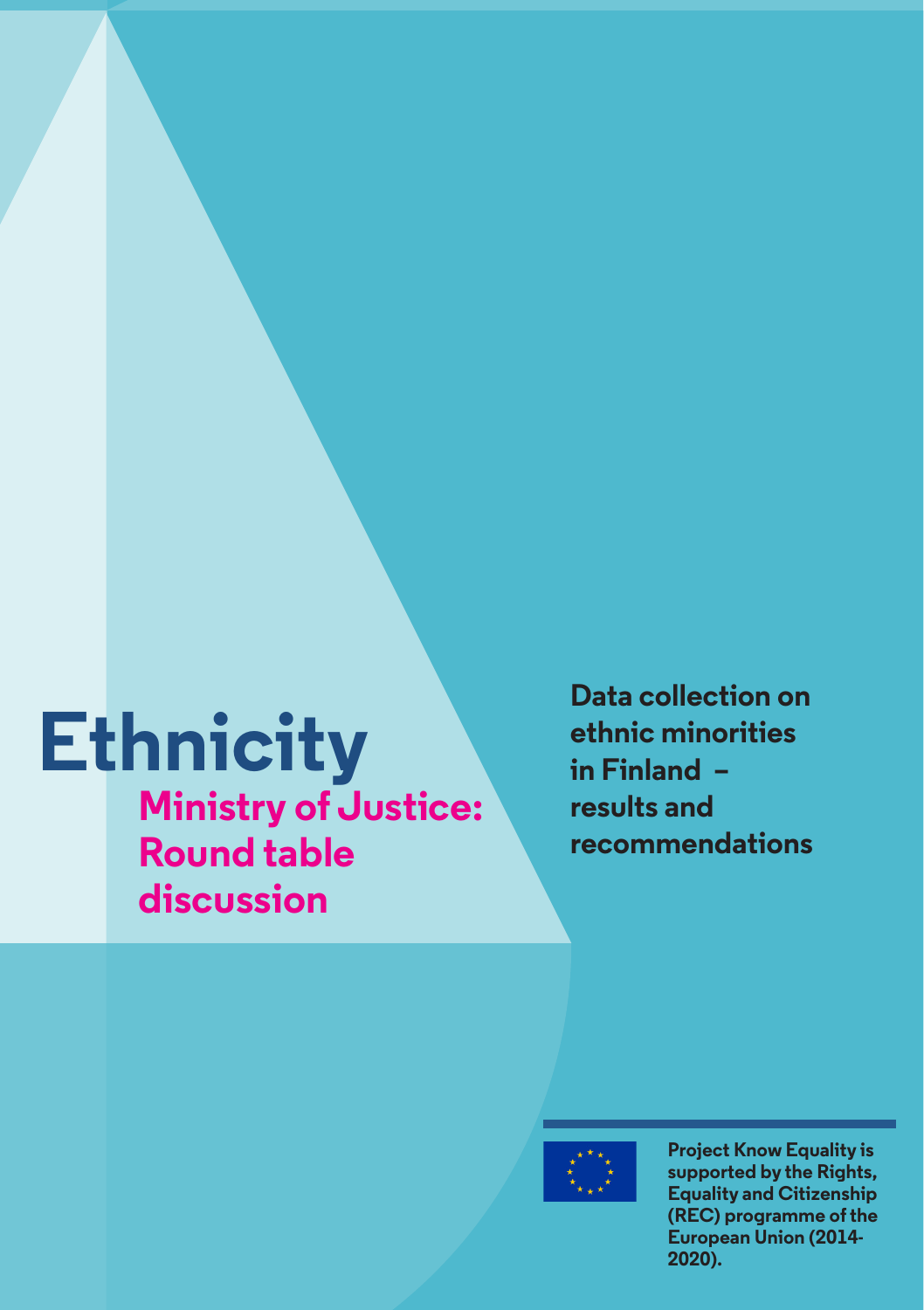# Ethnicity

## Ministry of Justice: Round table discussion

**Data collection on ethnic minorities in Finland – results and recommendations**

**Project Know Equality is supported by the Rights, Equality and Citizenship (REC) programme of the European Union (2014-2020).**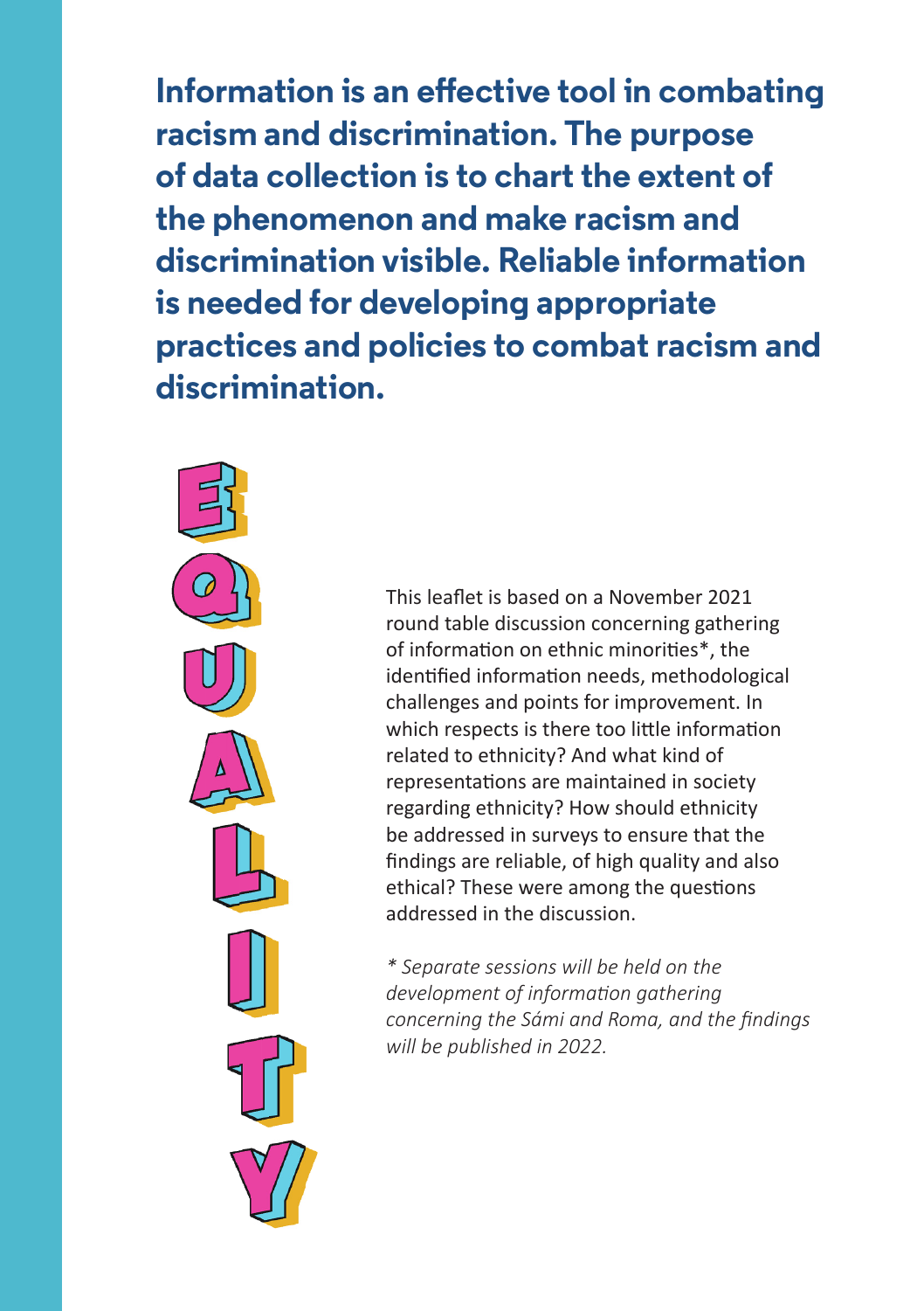**Information is an effective tool in combating racism and discrimination. The purpose of data collection is to chart the extent of the phenomenon and make racism and discrimination visible. Reliable information is needed for developing appropriate practices and policies to combat racism and discrimination.**

EQUALITY

This leaflet is based on a November 2021 round table discussion concerning gathering of information on ethnic minorities*, the identified information needs, methodological challenges and points for improvement. In which respects is there too little information related to ethnicity? And what kind of representations are maintained in society regarding ethnicity? How should ethnicity be addressed in surveys to ensure that the findings are reliable, of high quality and also ethical? These were among the questions addressed in the discussion.

*\* Separate sessions will be held on the development of information gathering concerning the Sámi and Roma, and the findings will be published in 2022.*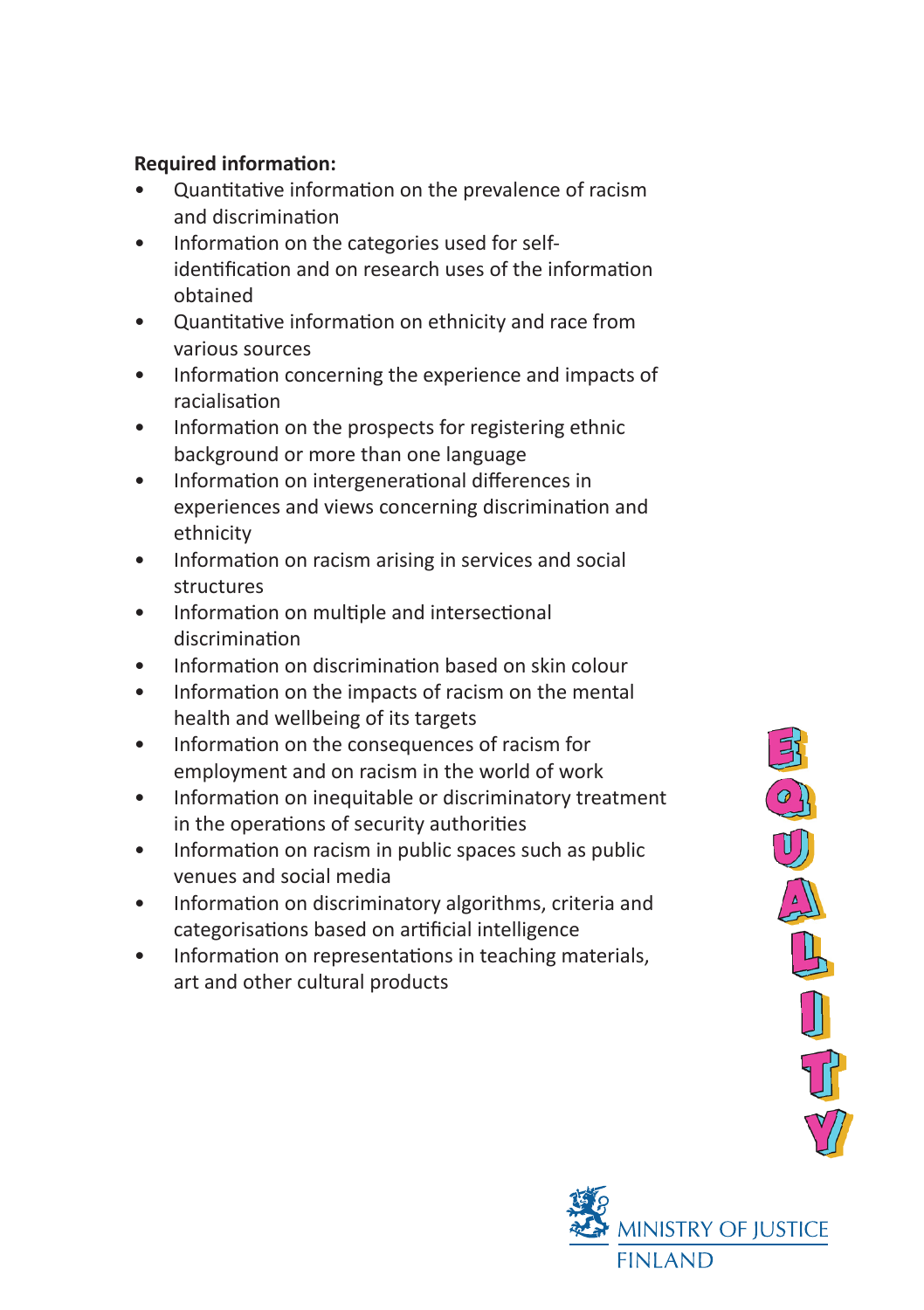**Required information:**

- Quantitative information on the prevalence of racism and discrimination
- Information on the categories used for self-identification and on research uses of the information obtained
- Quantitative information on ethnicity and race from various sources
- Information concerning the experience and impacts of racialisation
- Information on the prospects for registering ethnic background or more than one language
- Information on intergenerational differences in experiences and views concerning discrimination and ethnicity
- Information on racism arising in services and social structures
- Information on multiple and intersectional discrimination
- Information on discrimination based on skin colour
- Information on the impacts of racism on the mental health and wellbeing of its targets
- Information on the consequences of racism for employment and on racism in the world of work
- Information on inequitable or discriminatory treatment in the operations of security authorities
- Information on racism in public spaces such as public venues and social media
- Information on discriminatory algorithms, criteria and categorisations based on artificial intelligence
- Information on representations in teaching materials, art and other cultural products

EQUALITY

MINISTRY OF JUSTICE
FINLAND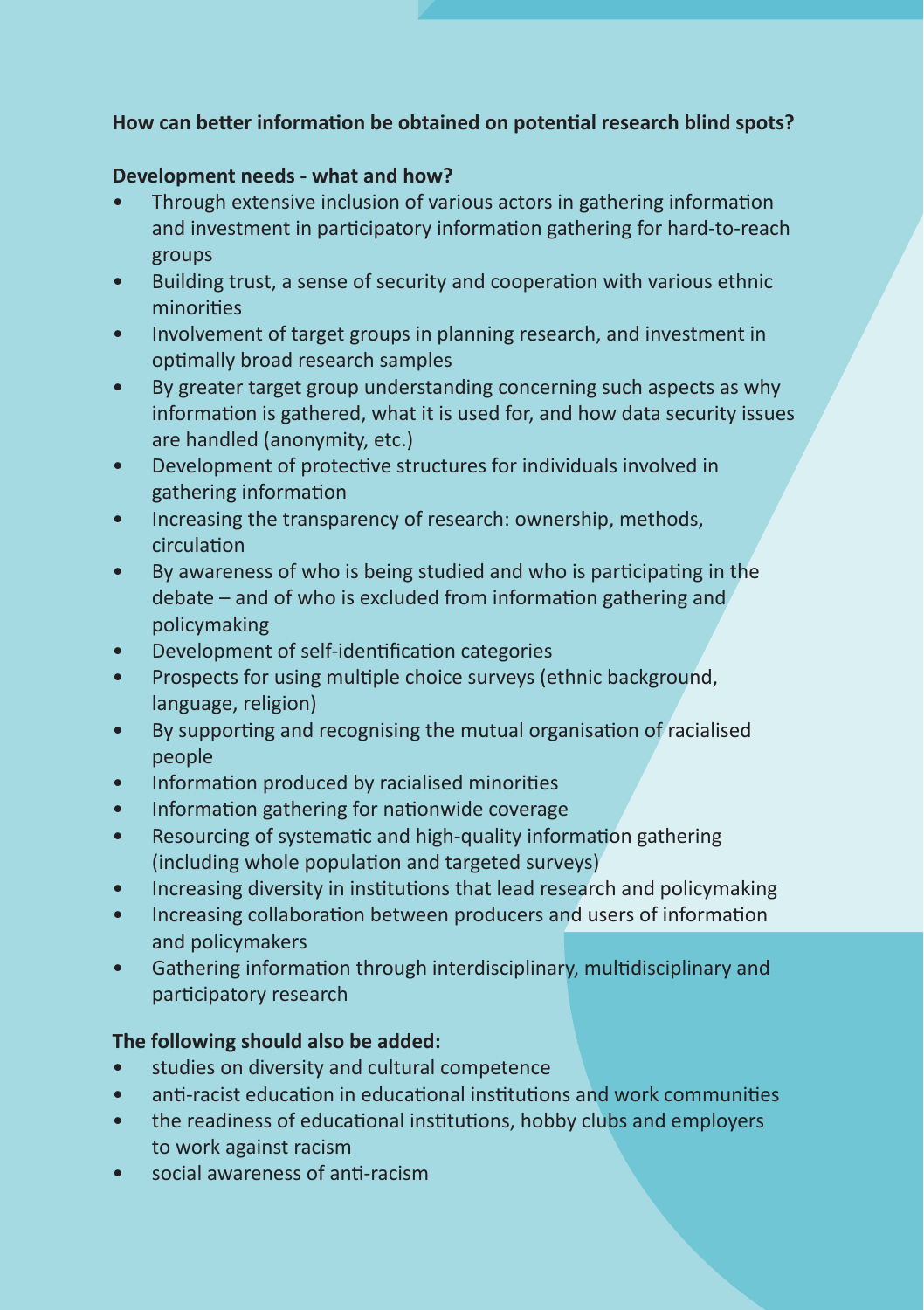**How can better information be obtained on potential research blind spots?**

**Development needs - what and how?**

- Through extensive inclusion of various actors in gathering information and investment in participatory information gathering for hard-to-reach groups
- Building trust, a sense of security and cooperation with various ethnic minorities
- Involvement of target groups in planning research, and investment in optimally broad research samples
- By greater target group understanding concerning such aspects as why information is gathered, what it is used for, and how data security issues are handled (anonymity, etc.)
- Development of protective structures for individuals involved in gathering information
- Increasing the transparency of research: ownership, methods, circulation
- By awareness of who is being studied and who is participating in the debate – and of who is excluded from information gathering and policymaking
- Development of self-identification categories
- Prospects for using multiple choice surveys (ethnic background, language, religion)
- By supporting and recognising the mutual organisation of racialised people
- Information produced by racialised minorities
- Information gathering for nationwide coverage
- Resourcing of systematic and high-quality information gathering (including whole population and targeted surveys)
- Increasing diversity in institutions that lead research and policymaking
- Increasing collaboration between producers and users of information and policymakers
- Gathering information through interdisciplinary, multidisciplinary and participatory research

**The following should also be added:**

- studies on diversity and cultural competence
- anti-racist education in educational institutions and work communities
- the readiness of educational institutions, hobby clubs and employers to work against racism
- social awareness of anti-racism